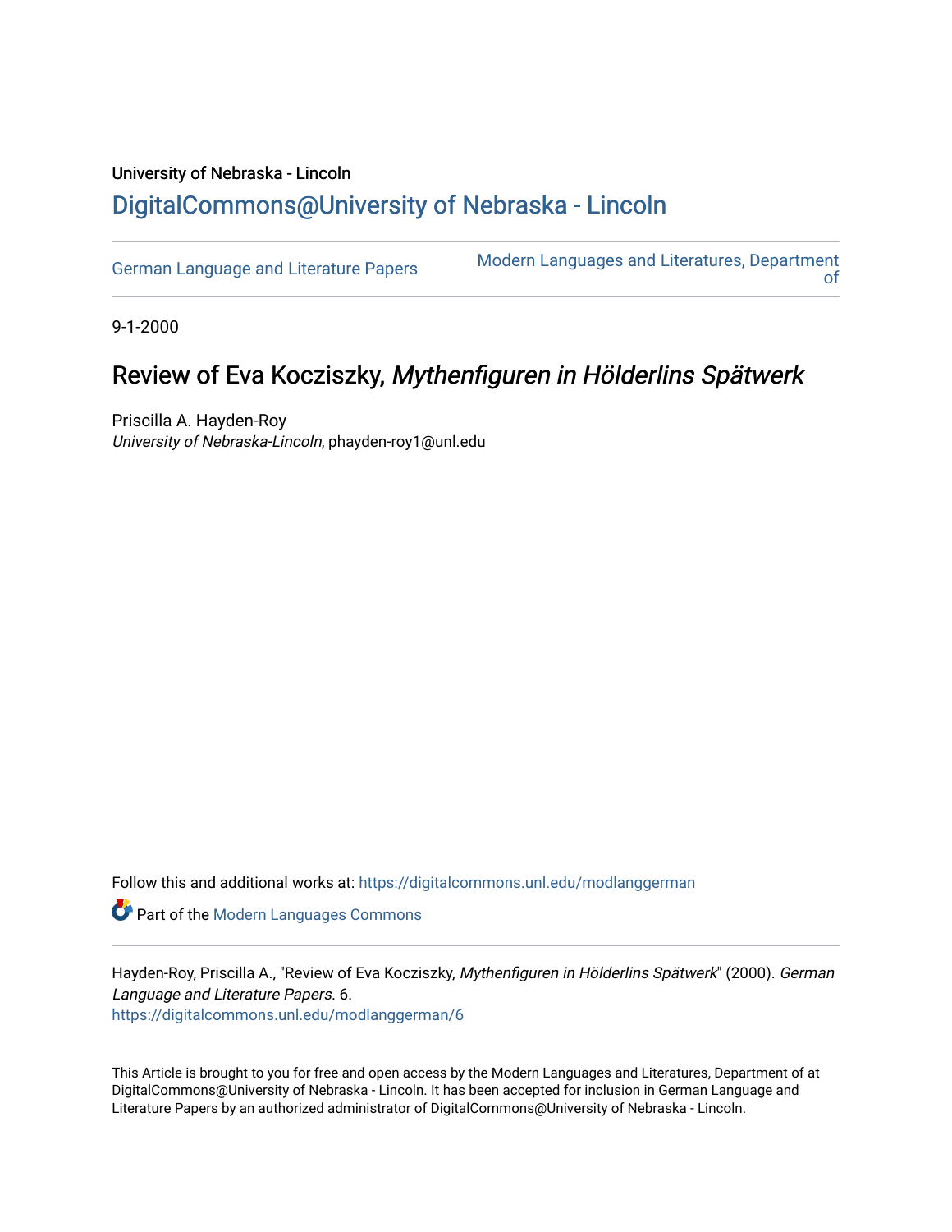University of Nebraska - Lincoln

# DigitalCommons@University of Nebraska - Lincoln

German Language and Literature Papers

Modern Languages and Literatures, Department of

9-1-2000

## Review of Eva Kocziszky, *Mythenfiguren in Hölderlins Spätwerk*

Priscilla A. Hayden-Roy
*University of Nebraska-Lincoln*, phayden-roy1@unl.edu

Follow this and additional works at: https://digitalcommons.unl.edu/modlanggerman

Part of the Modern Languages Commons

Hayden-Roy, Priscilla A., "Review of Eva Kocziszky, *Mythenfiguren in Hölderlins Spätwerk*" (2000). *German Language and Literature Papers*. 6.
https://digitalcommons.unl.edu/modlanggerman/6

This Article is brought to you for free and open access by the Modern Languages and Literatures, Department of at DigitalCommons@University of Nebraska - Lincoln. It has been accepted for inclusion in German Language and Literature Papers by an authorized administrator of DigitalCommons@University of Nebraska - Lincoln.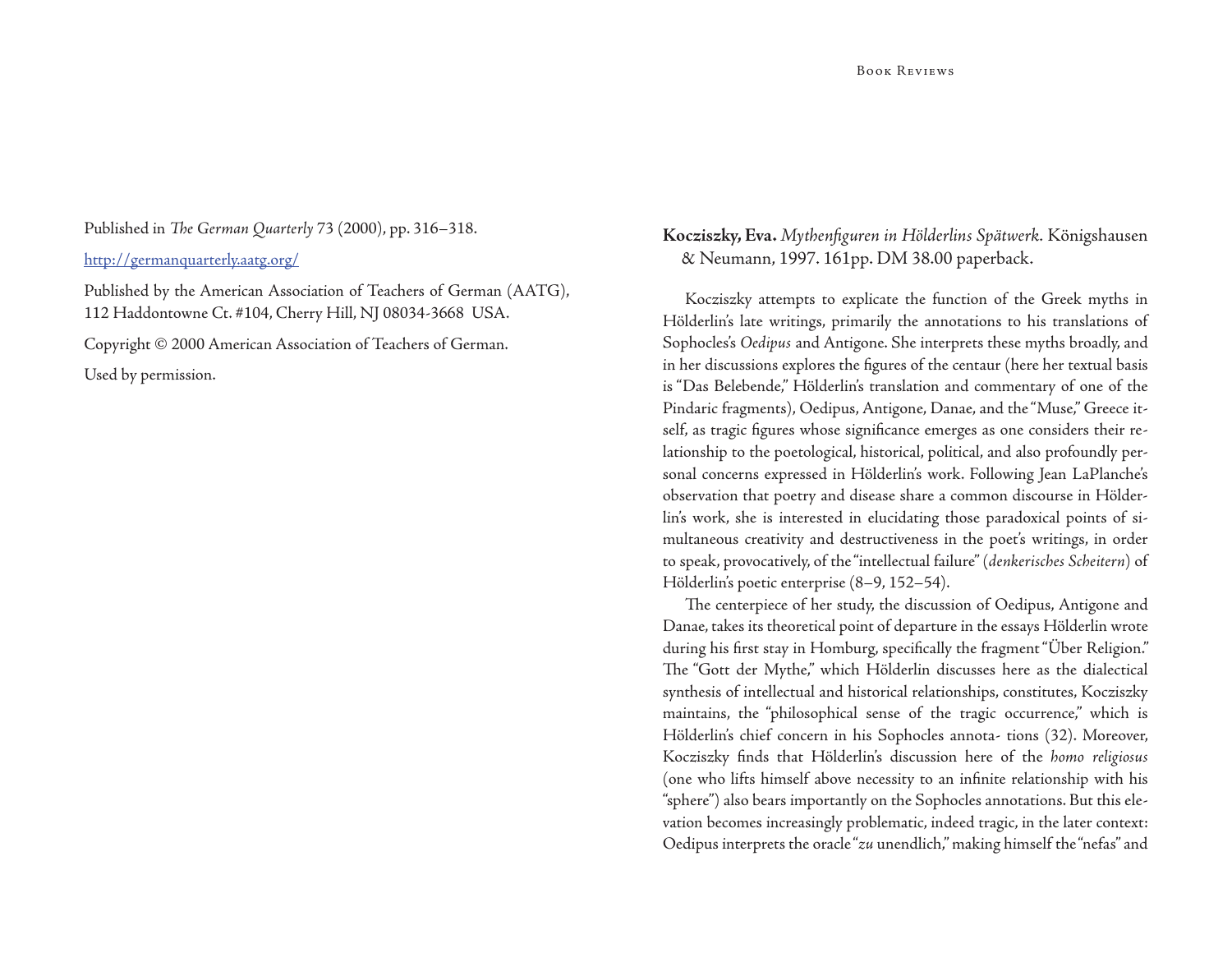Published in *The German Quarterly* 73 (2000), pp. 316–318.

http://germanquarterly.aatg.org/

Published by the American Association of Teachers of German (AATG), 112 Haddontowne Ct. #104, Cherry Hill, NJ 08034-3668 USA.

Copyright © 2000 American Association of Teachers of German.

Used by permission.

**Kocziszky, Eva.** *Mythenfiguren in Hölderlins Spätwerk*. Königshausen & Neumann, 1997. 161pp. DM 38.00 paperback.

Kocziszky attempts to explicate the function of the Greek myths in Hölderlin's late writings, primarily the annotations to his translations of Sophocles's *Oedipus* and Antigone. She interprets these myths broadly, and in her discussions explores the figures of the centaur (here her textual basis is "Das Belebende," Hölderlin's translation and commentary of one of the Pindaric fragments), Oedipus, Antigone, Danae, and the "Muse," Greece itself, as tragic figures whose significance emerges as one considers their relationship to the poetological, historical, political, and also profoundly personal concerns expressed in Hölderlin's work. Following Jean LaPlanche's observation that poetry and disease share a common discourse in Hölderlin's work, she is interested in elucidating those paradoxical points of simultaneous creativity and destructiveness in the poet's writings, in order to speak, provocatively, of the "intellectual failure" (*denkerisches Scheitern*) of Hölderlin's poetic enterprise (8–9, 152–54).

The centerpiece of her study, the discussion of Oedipus, Antigone and Danae, takes its theoretical point of departure in the essays Hölderlin wrote during his first stay in Homburg, specifically the fragment "Über Religion." The "Gott der Mythe," which Hölderlin discusses here as the dialectical synthesis of intellectual and historical relationships, constitutes, Kocziszky maintains, the "philosophical sense of the tragic occurrence," which is Hölderlin's chief concern in his Sophocles annota- tions (32). Moreover, Kocziszky finds that Hölderlin's discussion here of the *homo religiosus* (one who lifts himself above necessity to an infinite relationship with his "sphere") also bears importantly on the Sophocles annotations. But this elevation becomes increasingly problematic, indeed tragic, in the later context: Oedipus interprets the oracle "*zu* unendlich," making himself the "nefas" and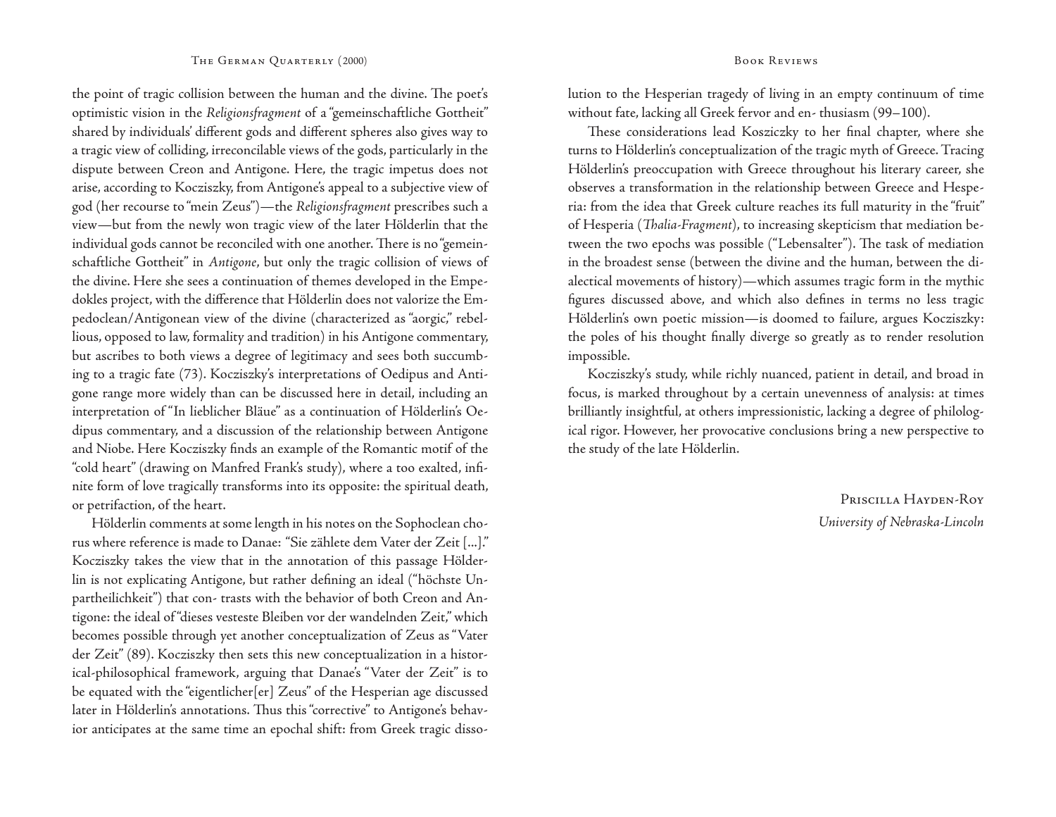the point of tragic collision between the human and the divine. The poet's optimistic vision in the *Religionsfragment* of a "gemeinschaftliche Gottheit" shared by individuals' different gods and different spheres also gives way to a tragic view of colliding, irreconcilable views of the gods, particularly in the dispute between Creon and Antigone. Here, the tragic impetus does not arise, according to Kocziszky, from Antigone's appeal to a subjective view of god (her recourse to "mein Zeus")—the *Religionsfragment* prescribes such a view—but from the newly won tragic view of the later Hölderlin that the individual gods cannot be reconciled with one another. There is no "gemeinschaftliche Gottheit" in *Antigone*, but only the tragic collision of views of the divine. Here she sees a continuation of themes developed in the Empedokles project, with the difference that Hölderlin does not valorize the Empedoclean/Antigonean view of the divine (characterized as "aorgic," rebellious, opposed to law, formality and tradition) in his Antigone commentary, but ascribes to both views a degree of legitimacy and sees both succumbing to a tragic fate (73). Kocziszky's interpretations of Oedipus and Antigone range more widely than can be discussed here in detail, including an interpretation of "In lieblicher Bläue" as a continuation of Hölderlin's Oedipus commentary, and a discussion of the relationship between Antigone and Niobe. Here Kocziszky finds an example of the Romantic motif of the "cold heart" (drawing on Manfred Frank's study), where a too exalted, infinite form of love tragically transforms into its opposite: the spiritual death, or petrifaction, of the heart.

Hölderlin comments at some length in his notes on the Sophoclean chorus where reference is made to Danae: "Sie zählete dem Vater der Zeit [...]." Kocziszky takes the view that in the annotation of this passage Hölderlin is not explicating Antigone, but rather defining an ideal ("höchste Unpartheilichkeit") that con- trasts with the behavior of both Creon and Antigone: the ideal of "dieses vesteste Bleiben vor der wandelnden Zeit," which becomes possible through yet another conceptualization of Zeus as "Vater der Zeit" (89). Kocziszky then sets this new conceptualization in a historical-philosophical framework, arguing that Danae's "Vater der Zeit" is to be equated with the "eigentlicher[er] Zeus" of the Hesperian age discussed later in Hölderlin's annotations. Thus this "corrective" to Antigone's behavior anticipates at the same time an epochal shift: from Greek tragic dissolution to the Hesperian tragedy of living in an empty continuum of time without fate, lacking all Greek fervor and en- thusiasm (99–100).

These considerations lead Kosziczky to her final chapter, where she turns to Hölderlin's conceptualization of the tragic myth of Greece. Tracing Hölderlin's preoccupation with Greece throughout his literary career, she observes a transformation in the relationship between Greece and Hesperia: from the idea that Greek culture reaches its full maturity in the "fruit" of Hesperia (*Thalia-Fragment*), to increasing skepticism that mediation between the two epochs was possible ("Lebensalter"). The task of mediation in the broadest sense (between the divine and the human, between the dialectical movements of history)—which assumes tragic form in the mythic figures discussed above, and which also defines in terms no less tragic Hölderlin's own poetic mission—is doomed to failure, argues Kocziszky: the poles of his thought finally diverge so greatly as to render resolution impossible.

Kocziszky's study, while richly nuanced, patient in detail, and broad in focus, is marked throughout by a certain unevenness of analysis: at times brilliantly insightful, at others impressionistic, lacking a degree of philological rigor. However, her provocative conclusions bring a new perspective to the study of the late Hölderlin.

Priscilla Hayden-Roy
*University of Nebraska-Lincoln*